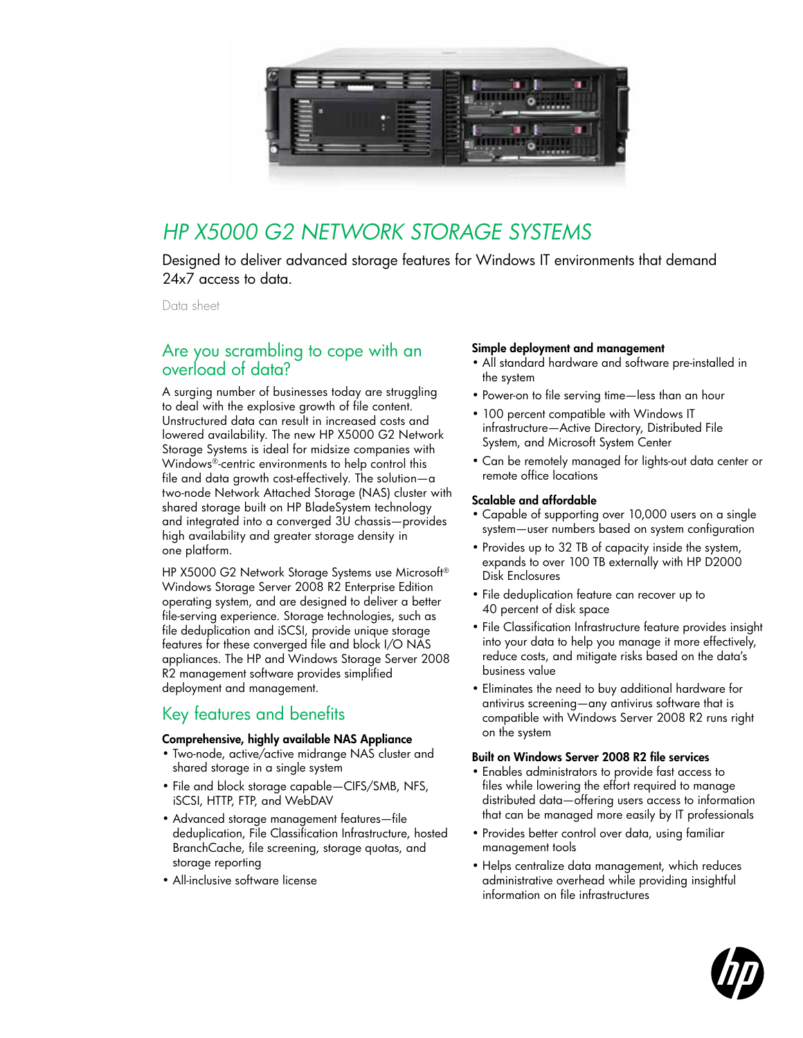# HP X5000 G2 NETWORK STORAGE SYSTEMS

Designed to deliver advanced storage features for Windows IT environments that demand 24x7 access to data.

Data sheet

## Are you scrambling to cope with an overload of data?

A surging number of businesses today are struggling to deal with the explosive growth of file content. Unstructured data can result in increased costs and lowered availability. The new HP X5000 G2 Network Storage Systems is ideal for midsize companies with Windows®-centric environments to help control this file and data growth cost-effectively. The solution—a two-node Network Attached Storage (NAS) cluster with shared storage built on HP BladeSystem technology and integrated into a converged 3U chassis—provides high availability and greater storage density in one platform.

HP X5000 G2 Network Storage Systems use Microsoft® Windows Storage Server 2008 R2 Enterprise Edition operating system, and are designed to deliver a better file-serving experience. Storage technologies, such as file deduplication and iSCSI, provide unique storage features for these converged file and block I/O NAS appliances. The HP and Windows Storage Server 2008 R2 management software provides simplified deployment and management.

## Key features and benefits

**Comprehensive, highly available NAS Appliance**

- Two-node, active/active midrange NAS cluster and shared storage in a single system
- File and block storage capable—CIFS/SMB, NFS, iSCSI, HTTP, FTP, and WebDAV
- Advanced storage management features—file deduplication, File Classification Infrastructure, hosted BranchCache, file screening, storage quotas, and storage reporting
- All-inclusive software license

**Simple deployment and management**

- All standard hardware and software pre-installed in the system
- Power-on to file serving time—less than an hour
- 100 percent compatible with Windows IT infrastructure—Active Directory, Distributed File System, and Microsoft System Center
- Can be remotely managed for lights-out data center or remote office locations

**Scalable and affordable**

- Capable of supporting over 10,000 users on a single system—user numbers based on system configuration
- Provides up to 32 TB of capacity inside the system, expands to over 100 TB externally with HP D2000 Disk Enclosures
- File deduplication feature can recover up to 40 percent of disk space
- File Classification Infrastructure feature provides insight into your data to help you manage it more effectively, reduce costs, and mitigate risks based on the data's business value
- Eliminates the need to buy additional hardware for antivirus screening—any antivirus software that is compatible with Windows Server 2008 R2 runs right on the system

**Built on Windows Server 2008 R2 file services**

- Enables administrators to provide fast access to files while lowering the effort required to manage distributed data—offering users access to information that can be managed more easily by IT professionals
- Provides better control over data, using familiar management tools
- Helps centralize data management, which reduces administrative overhead while providing insightful information on file infrastructures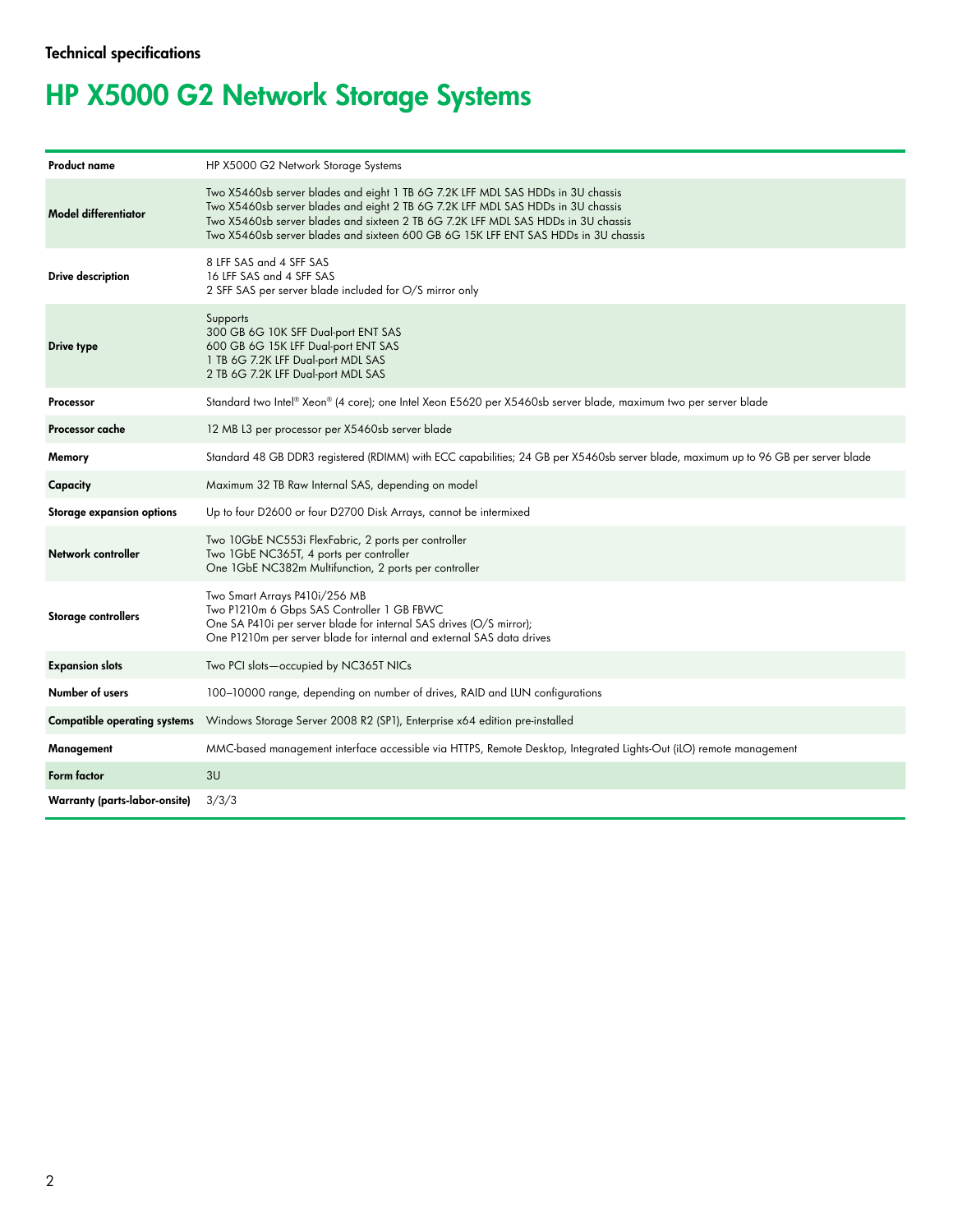Technical specifications

# HP X5000 G2 Network Storage Systems

| | |
|---|---|
| **Product name** | HP X5000 G2 Network Storage Systems |
| **Model differentiator** | Two X5460sb server blades and eight 1 TB 6G 7.2K LFF MDL SAS HDDs in 3U chassis<br>Two X5460sb server blades and eight 2 TB 6G 7.2K LFF MDL SAS HDDs in 3U chassis<br>Two X5460sb server blades and sixteen 2 TB 6G 7.2K LFF MDL SAS HDDs in 3U chassis<br>Two X5460sb server blades and sixteen 600 GB 6G 15K LFF ENT SAS HDDs in 3U chassis |
| **Drive description** | 8 LFF SAS and 4 SFF SAS<br>16 LFF SAS and 4 SFF SAS<br>2 SFF SAS per server blade included for O/S mirror only |
| **Drive type** | Supports<br>300 GB 6G 10K SFF Dual-port ENT SAS<br>600 GB 6G 15K LFF Dual-port ENT SAS<br>1 TB 6G 7.2K LFF Dual-port MDL SAS<br>2 TB 6G 7.2K LFF Dual-port MDL SAS |
| **Processor** | Standard two Intel® Xeon® (4 core); one Intel Xeon E5620 per X5460sb server blade, maximum two per server blade |
| **Processor cache** | 12 MB L3 per processor per X5460sb server blade |
| **Memory** | Standard 48 GB DDR3 registered (RDIMM) with ECC capabilities; 24 GB per X5460sb server blade, maximum up to 96 GB per server blade |
| **Capacity** | Maximum 32 TB Raw Internal SAS, depending on model |
| **Storage expansion options** | Up to four D2600 or four D2700 Disk Arrays, cannot be intermixed |
| **Network controller** | Two 10GbE NC553i FlexFabric, 2 ports per controller<br>Two 1GbE NC365T, 4 ports per controller<br>One 1GbE NC382m Multifunction, 2 ports per controller |
| **Storage controllers** | Two Smart Arrays P410i/256 MB<br>Two P1210m 6 Gbps SAS Controller 1 GB FBWC<br>One SA P410i per server blade for internal SAS drives (O/S mirror);<br>One P1210m per server blade for internal and external SAS data drives |
| **Expansion slots** | Two PCI slots—occupied by NC365T NICs |
| **Number of users** | 100–10000 range, depending on number of drives, RAID and LUN configurations |
| **Compatible operating systems** | Windows Storage Server 2008 R2 (SP1), Enterprise x64 edition pre-installed |
| **Management** | MMC-based management interface accessible via HTTPS, Remote Desktop, Integrated Lights-Out (iLO) remote management |
| **Form factor** | 3U |
| **Warranty (parts-labor-onsite)** | 3/3/3 |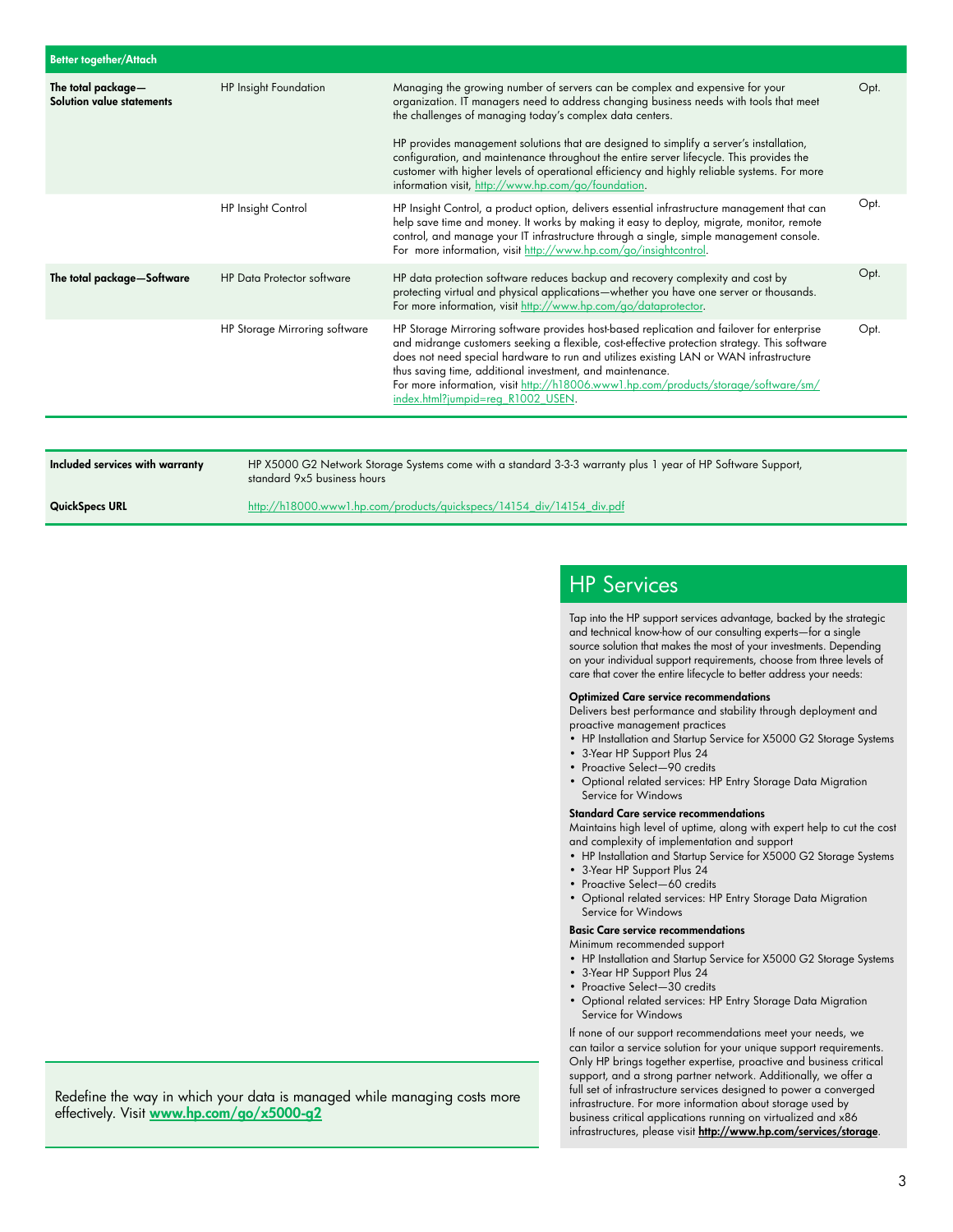| Better together/Attach | | | |
|---|---|---|---|
| **The total package—Solution value statements** | HP Insight Foundation | Managing the growing number of servers can be complex and expensive for your organization. IT managers need to address changing business needs with tools that meet the challenges of managing today's complex data centers.<br><br>HP provides management solutions that are designed to simplify a server's installation, configuration, and maintenance throughout the entire server lifecycle. This provides the customer with higher levels of operational efficiency and highly reliable systems. For more information visit, http://www.hp.com/go/foundation. | Opt. |
| | HP Insight Control | HP Insight Control, a product option, delivers essential infrastructure management that can help save time and money. It works by making it easy to deploy, migrate, monitor, remote control, and manage your IT infrastructure through a single, simple management console. For more information, visit http://www.hp.com/go/insightcontrol. | Opt. |
| **The total package—Software** | HP Data Protector software | HP data protection software reduces backup and recovery complexity and cost by protecting virtual and physical applications—whether you have one server or thousands. For more information, visit http://www.hp.com/go/dataprotector. | Opt. |
| | HP Storage Mirroring software | HP Storage Mirroring software provides host-based replication and failover for enterprise and midrange customers seeking a flexible, cost-effective protection strategy. This software does not need special hardware to run and utilizes existing LAN or WAN infrastructure thus saving time, additional investment, and maintenance.<br>For more information, visit http://h18006.www1.hp.com/products/storage/software/sm/index.html?jumpid=reg_R1002_USEN. | Opt. |

| | |
|---|---|
| **Included services with warranty** | HP X5000 G2 Network Storage Systems come with a standard 3-3-3 warranty plus 1 year of HP Software Support, standard 9x5 business hours |
| **QuickSpecs URL** | http://h18000.www1.hp.com/products/quickspecs/14154_div/14154_div.pdf |

Redefine the way in which your data is managed while managing costs more effectively. Visit **www.hp.com/go/x5000-g2**

## HP Services

Tap into the HP support services advantage, backed by the strategic and technical know-how of our consulting experts—for a single source solution that makes the most of your investments. Depending on your individual support requirements, choose from three levels of care that cover the entire lifecycle to better address your needs:

**Optimized Care service recommendations**

Delivers best performance and stability through deployment and proactive management practices

- HP Installation and Startup Service for X5000 G2 Storage Systems
- 3-Year HP Support Plus 24
- Proactive Select—90 credits
- Optional related services: HP Entry Storage Data Migration Service for Windows

**Standard Care service recommendations**

Maintains high level of uptime, along with expert help to cut the cost and complexity of implementation and support

- HP Installation and Startup Service for X5000 G2 Storage Systems
- 3-Year HP Support Plus 24
- Proactive Select—60 credits
- Optional related services: HP Entry Storage Data Migration Service for Windows

**Basic Care service recommendations**

Minimum recommended support

- HP Installation and Startup Service for X5000 G2 Storage Systems
- 3-Year HP Support Plus 24
- Proactive Select—30 credits
- Optional related services: HP Entry Storage Data Migration Service for Windows

If none of our support recommendations meet your needs, we can tailor a service solution for your unique support requirements. Only HP brings together expertise, proactive and business critical support, and a strong partner network. Additionally, we offer a full set of infrastructure services designed to power a converged infrastructure. For more information about storage used by business critical applications running on virtualized and x86 infrastructures, please visit **http://www.hp.com/services/storage**.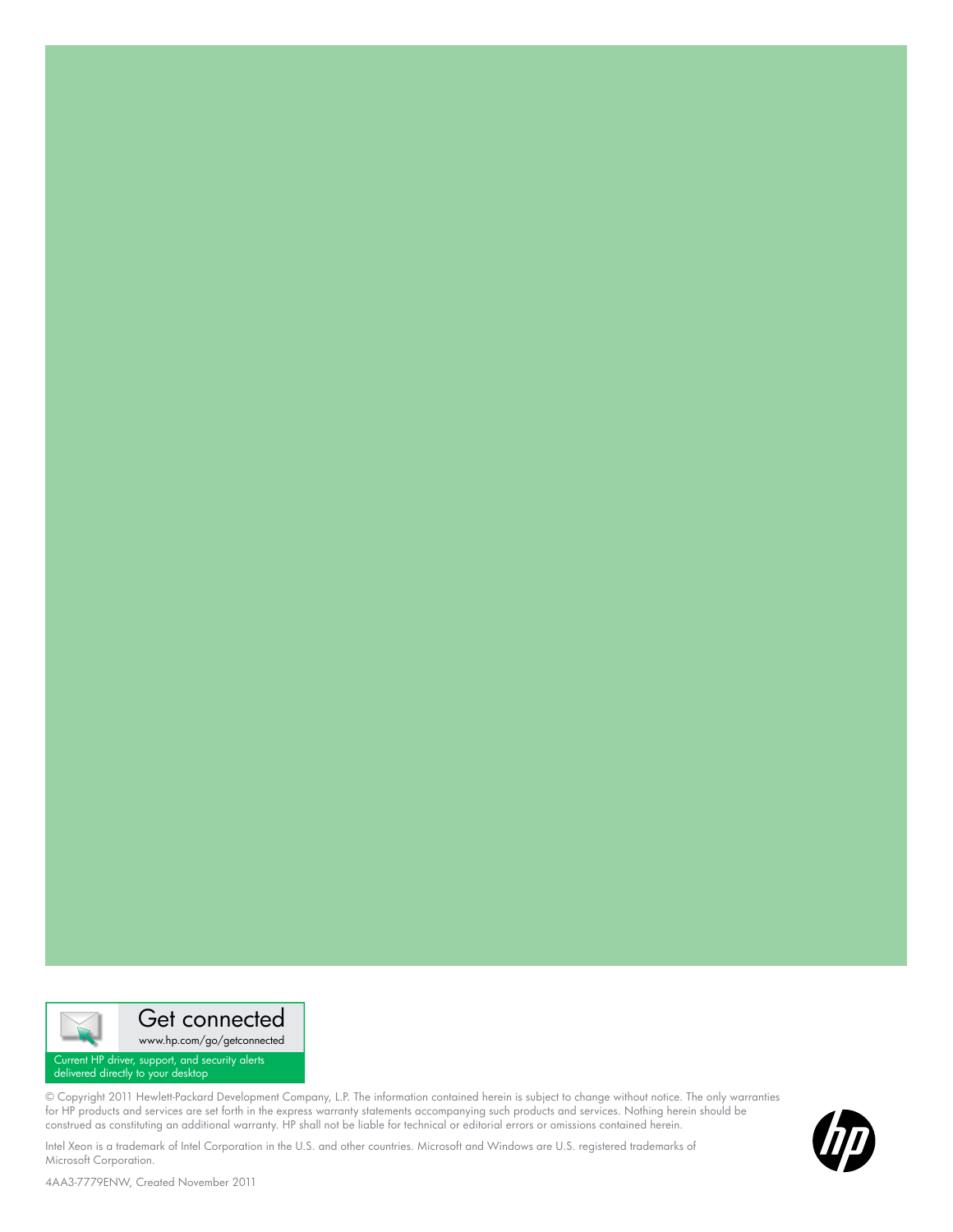Get connected
www.hp.com/go/getconnected

Current HP driver, support, and security alerts delivered directly to your desktop

© Copyright 2011 Hewlett-Packard Development Company, L.P. The information contained herein is subject to change without notice. The only warranties for HP products and services are set forth in the express warranty statements accompanying such products and services. Nothing herein should be construed as constituting an additional warranty. HP shall not be liable for technical or editorial errors or omissions contained herein.

Intel Xeon is a trademark of Intel Corporation in the U.S. and other countries. Microsoft and Windows are U.S. registered trademarks of Microsoft Corporation.

4AA3-7779ENW, Created November 2011